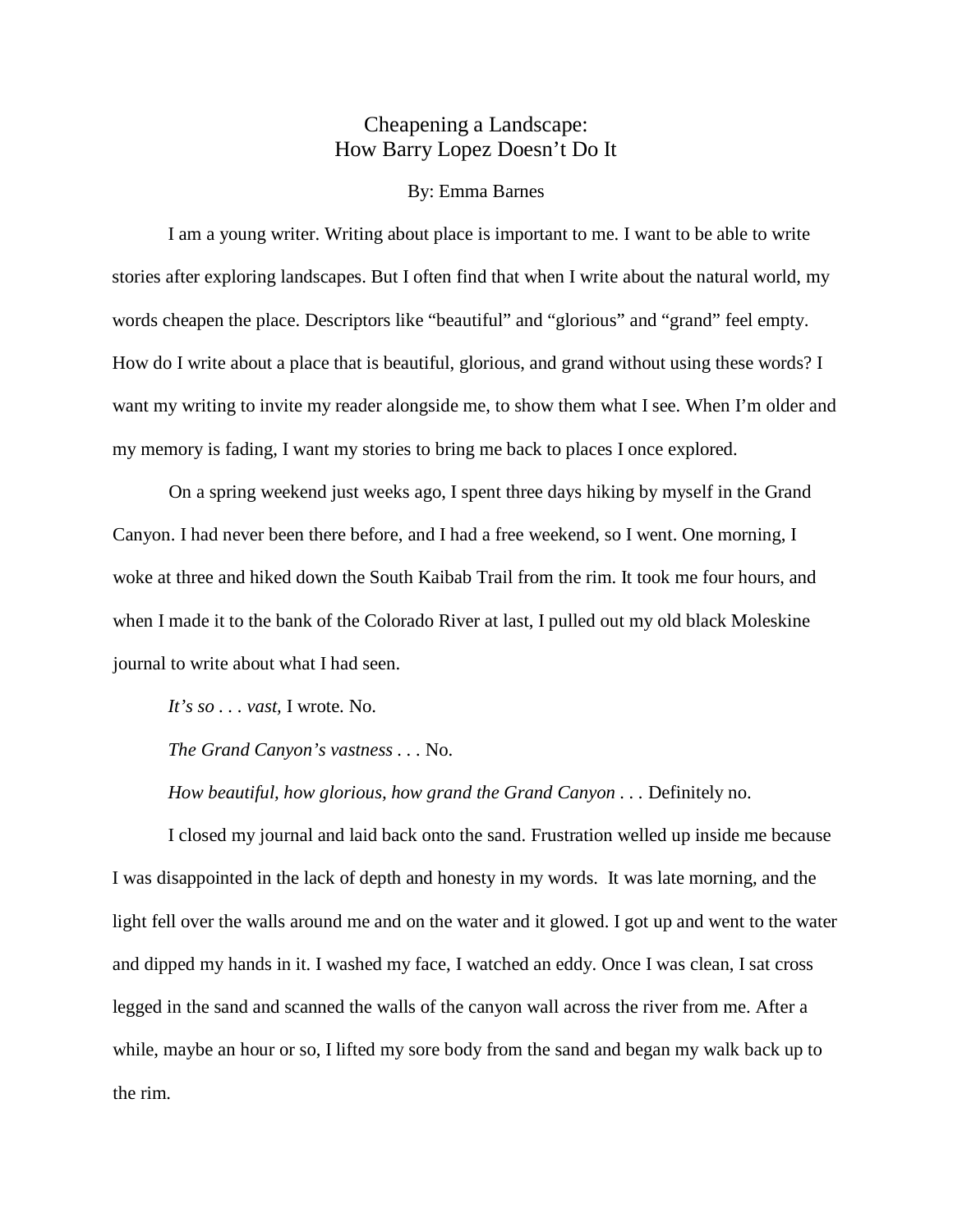# Cheapening a Landscape: How Barry Lopez Doesn't Do It

By: Emma Barnes

I am a young writer. Writing about place is important to me. I want to be able to write stories after exploring landscapes. But I often find that when I write about the natural world, my words cheapen the place. Descriptors like "beautiful" and "glorious" and "grand" feel empty. How do I write about a place that is beautiful, glorious, and grand without using these words? I want my writing to invite my reader alongside me, to show them what I see. When I'm older and my memory is fading, I want my stories to bring me back to places I once explored.

On a spring weekend just weeks ago, I spent three days hiking by myself in the Grand Canyon. I had never been there before, and I had a free weekend, so I went. One morning, I woke at three and hiked down the South Kaibab Trail from the rim. It took me four hours, and when I made it to the bank of the Colorado River at last, I pulled out my old black Moleskine journal to write about what I had seen.

*It's so . . . vast*, I wrote. No.

*The Grand Canyon's vastness* . . . No.

*How beautiful, how glorious, how grand the Grand Canyon* . . . Definitely no.

I closed my journal and laid back onto the sand. Frustration welled up inside me because I was disappointed in the lack of depth and honesty in my words. It was late morning, and the light fell over the walls around me and on the water and it glowed. I got up and went to the water and dipped my hands in it. I washed my face, I watched an eddy. Once I was clean, I sat cross legged in the sand and scanned the walls of the canyon wall across the river from me. After a while, maybe an hour or so, I lifted my sore body from the sand and began my walk back up to the rim.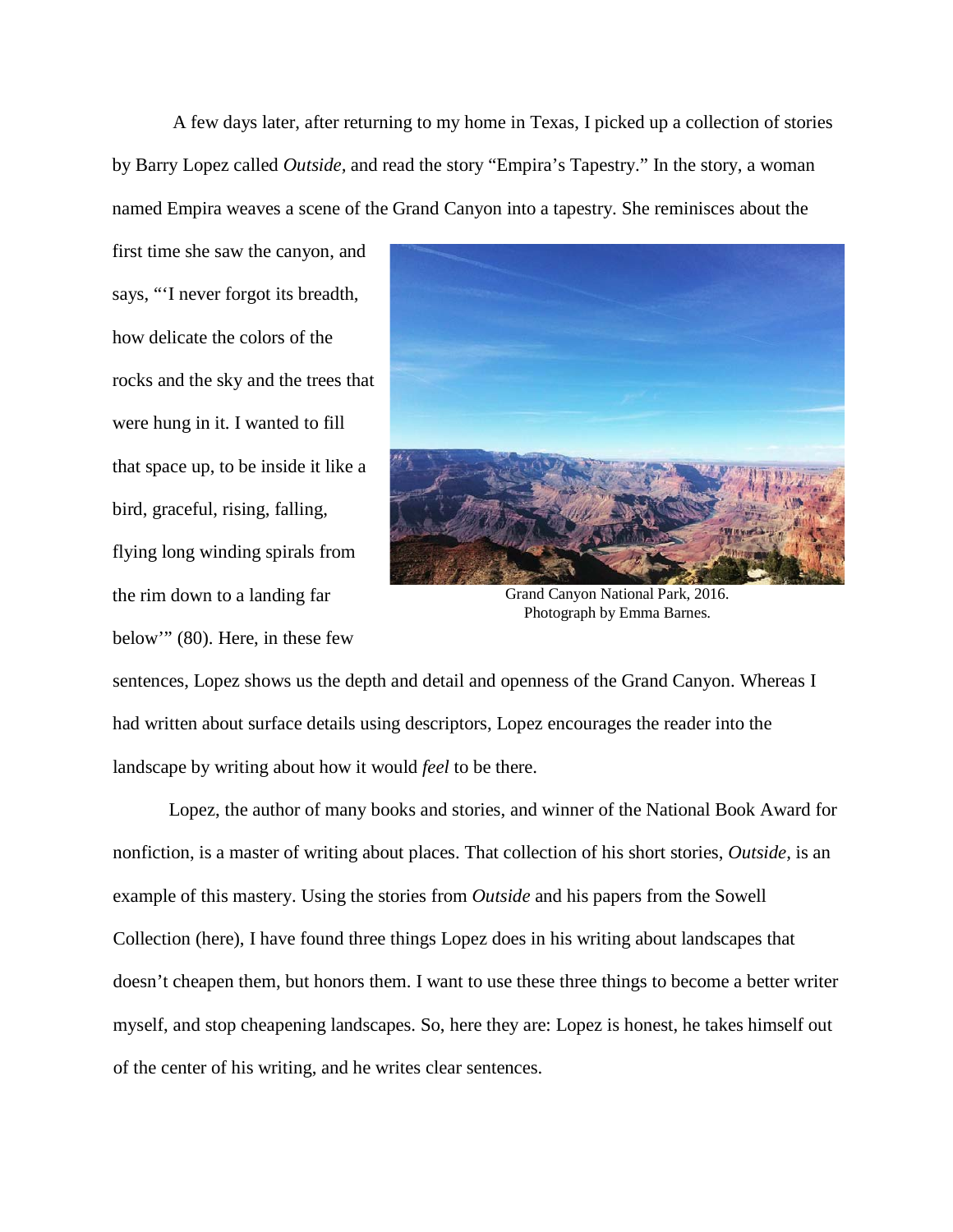A few days later, after returning to my home in Texas, I picked up a collection of stories by Barry Lopez called *Outside*, and read the story "Empira's Tapestry." In the story, a woman named Empira weaves a scene of the Grand Canyon into a tapestry. She reminisces about the first time she saw the canyon, and says, "'I never forgot its breadth, how delicate the colors of the rocks and the sky and the trees that were hung in it. I wanted to fill that space up, to be inside it like a bird, graceful, rising, falling, flying long winding spirals from the rim down to a landing far below'" (80). Here, in these few sentences, Lopez shows us the depth and detail and openness of the Grand Canyon. Whereas I had written about surface details using descriptors, Lopez encourages the reader into the landscape by writing about how it would *feel* to be there.

Grand Canyon National Park, 2016.
Photograph by Emma Barnes.

Lopez, the author of many books and stories, and winner of the National Book Award for nonfiction, is a master of writing about places. That collection of his short stories, *Outside*, is an example of this mastery. Using the stories from *Outside* and his papers from the Sowell Collection (here), I have found three things Lopez does in his writing about landscapes that doesn't cheapen them, but honors them. I want to use these three things to become a better writer myself, and stop cheapening landscapes. So, here they are: Lopez is honest, he takes himself out of the center of his writing, and he writes clear sentences.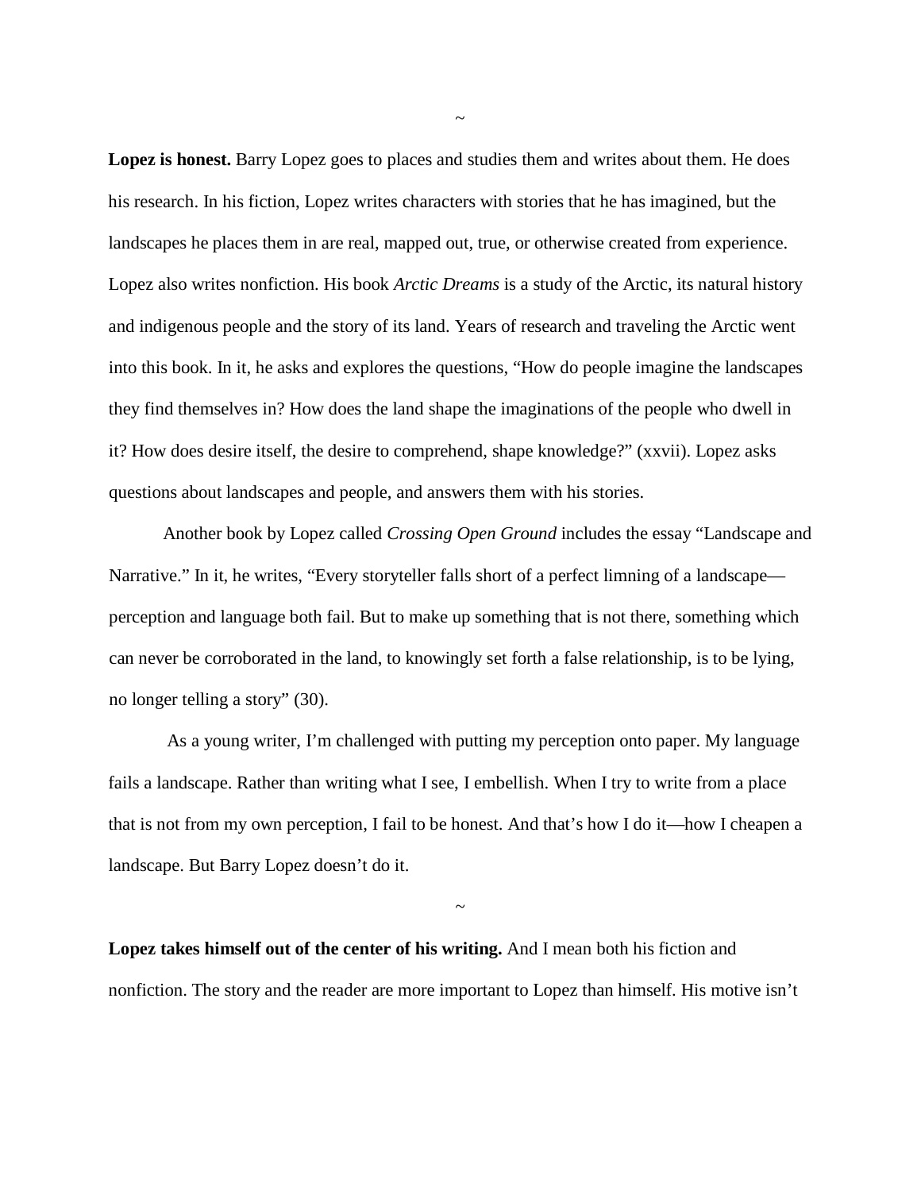~

**Lopez is honest.** Barry Lopez goes to places and studies them and writes about them. He does his research. In his fiction, Lopez writes characters with stories that he has imagined, but the landscapes he places them in are real, mapped out, true, or otherwise created from experience. Lopez also writes nonfiction. His book *Arctic Dreams* is a study of the Arctic, its natural history and indigenous people and the story of its land. Years of research and traveling the Arctic went into this book. In it, he asks and explores the questions, "How do people imagine the landscapes they find themselves in? How does the land shape the imaginations of the people who dwell in it? How does desire itself, the desire to comprehend, shape knowledge?" (xxvii). Lopez asks questions about landscapes and people, and answers them with his stories.

Another book by Lopez called *Crossing Open Ground* includes the essay "Landscape and Narrative." In it, he writes, "Every storyteller falls short of a perfect limning of a landscape—perception and language both fail. But to make up something that is not there, something which can never be corroborated in the land, to knowingly set forth a false relationship, is to be lying, no longer telling a story" (30).

As a young writer, I'm challenged with putting my perception onto paper. My language fails a landscape. Rather than writing what I see, I embellish. When I try to write from a place that is not from my own perception, I fail to be honest. And that's how I do it—how I cheapen a landscape. But Barry Lopez doesn't do it.

~

**Lopez takes himself out of the center of his writing.** And I mean both his fiction and nonfiction. The story and the reader are more important to Lopez than himself. His motive isn't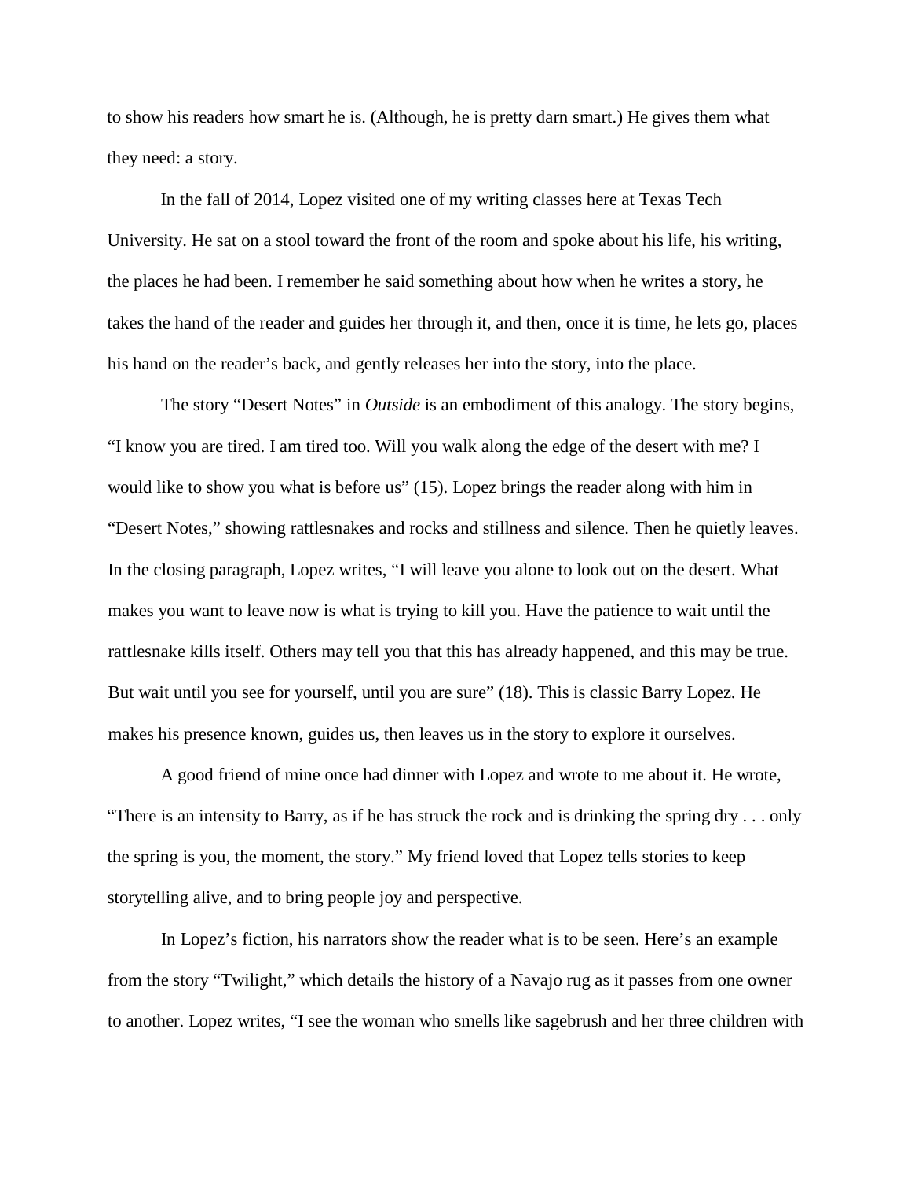to show his readers how smart he is. (Although, he is pretty darn smart.) He gives them what they need: a story.

In the fall of 2014, Lopez visited one of my writing classes here at Texas Tech University. He sat on a stool toward the front of the room and spoke about his life, his writing, the places he had been. I remember he said something about how when he writes a story, he takes the hand of the reader and guides her through it, and then, once it is time, he lets go, places his hand on the reader's back, and gently releases her into the story, into the place.

The story "Desert Notes" in *Outside* is an embodiment of this analogy. The story begins, "I know you are tired. I am tired too. Will you walk along the edge of the desert with me? I would like to show you what is before us" (15). Lopez brings the reader along with him in "Desert Notes," showing rattlesnakes and rocks and stillness and silence. Then he quietly leaves. In the closing paragraph, Lopez writes, "I will leave you alone to look out on the desert. What makes you want to leave now is what is trying to kill you. Have the patience to wait until the rattlesnake kills itself. Others may tell you that this has already happened, and this may be true. But wait until you see for yourself, until you are sure" (18). This is classic Barry Lopez. He makes his presence known, guides us, then leaves us in the story to explore it ourselves.

A good friend of mine once had dinner with Lopez and wrote to me about it. He wrote, "There is an intensity to Barry, as if he has struck the rock and is drinking the spring dry . . . only the spring is you, the moment, the story." My friend loved that Lopez tells stories to keep storytelling alive, and to bring people joy and perspective.

In Lopez's fiction, his narrators show the reader what is to be seen. Here's an example from the story "Twilight," which details the history of a Navajo rug as it passes from one owner to another. Lopez writes, "I see the woman who smells like sagebrush and her three children with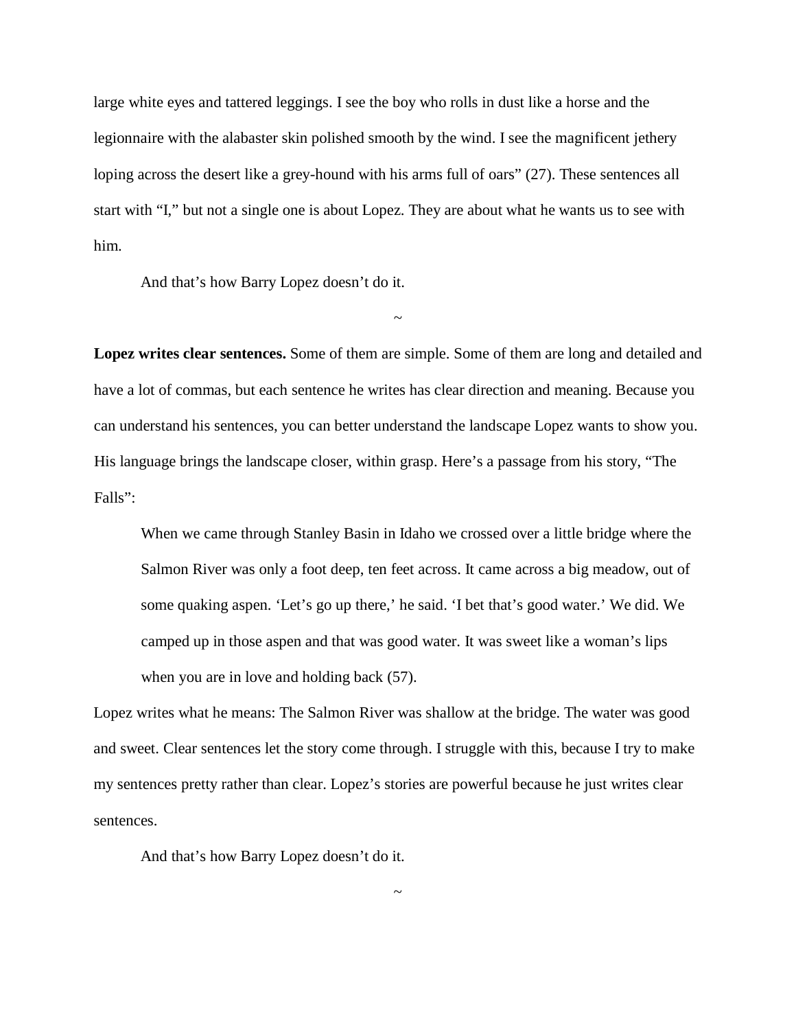large white eyes and tattered leggings. I see the boy who rolls in dust like a horse and the legionnaire with the alabaster skin polished smooth by the wind. I see the magnificent jethery loping across the desert like a grey-hound with his arms full of oars" (27). These sentences all start with "I," but not a single one is about Lopez. They are about what he wants us to see with him.

And that's how Barry Lopez doesn't do it.

~

**Lopez writes clear sentences.** Some of them are simple. Some of them are long and detailed and have a lot of commas, but each sentence he writes has clear direction and meaning. Because you can understand his sentences, you can better understand the landscape Lopez wants to show you. His language brings the landscape closer, within grasp. Here's a passage from his story, "The Falls":

> When we came through Stanley Basin in Idaho we crossed over a little bridge where the Salmon River was only a foot deep, ten feet across. It came across a big meadow, out of some quaking aspen. 'Let's go up there,' he said. 'I bet that's good water.' We did. We camped up in those aspen and that was good water. It was sweet like a woman's lips when you are in love and holding back (57).

Lopez writes what he means: The Salmon River was shallow at the bridge. The water was good and sweet. Clear sentences let the story come through. I struggle with this, because I try to make my sentences pretty rather than clear. Lopez's stories are powerful because he just writes clear sentences.

And that's how Barry Lopez doesn't do it.

~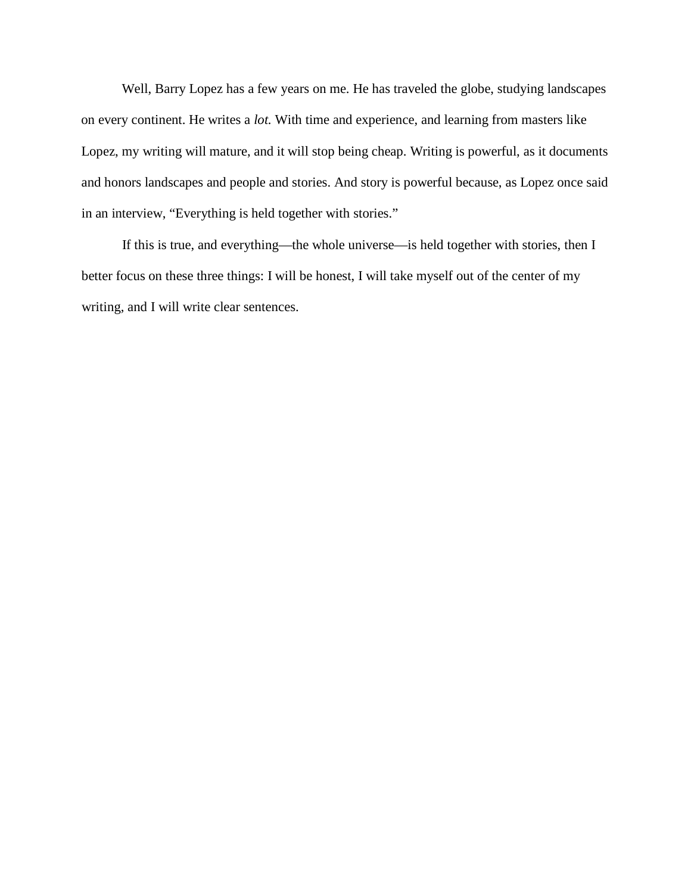Well, Barry Lopez has a few years on me. He has traveled the globe, studying landscapes on every continent. He writes a *lot.* With time and experience, and learning from masters like Lopez, my writing will mature, and it will stop being cheap. Writing is powerful, as it documents and honors landscapes and people and stories. And story is powerful because, as Lopez once said in an interview, "Everything is held together with stories."

If this is true, and everything—the whole universe—is held together with stories, then I better focus on these three things: I will be honest, I will take myself out of the center of my writing, and I will write clear sentences.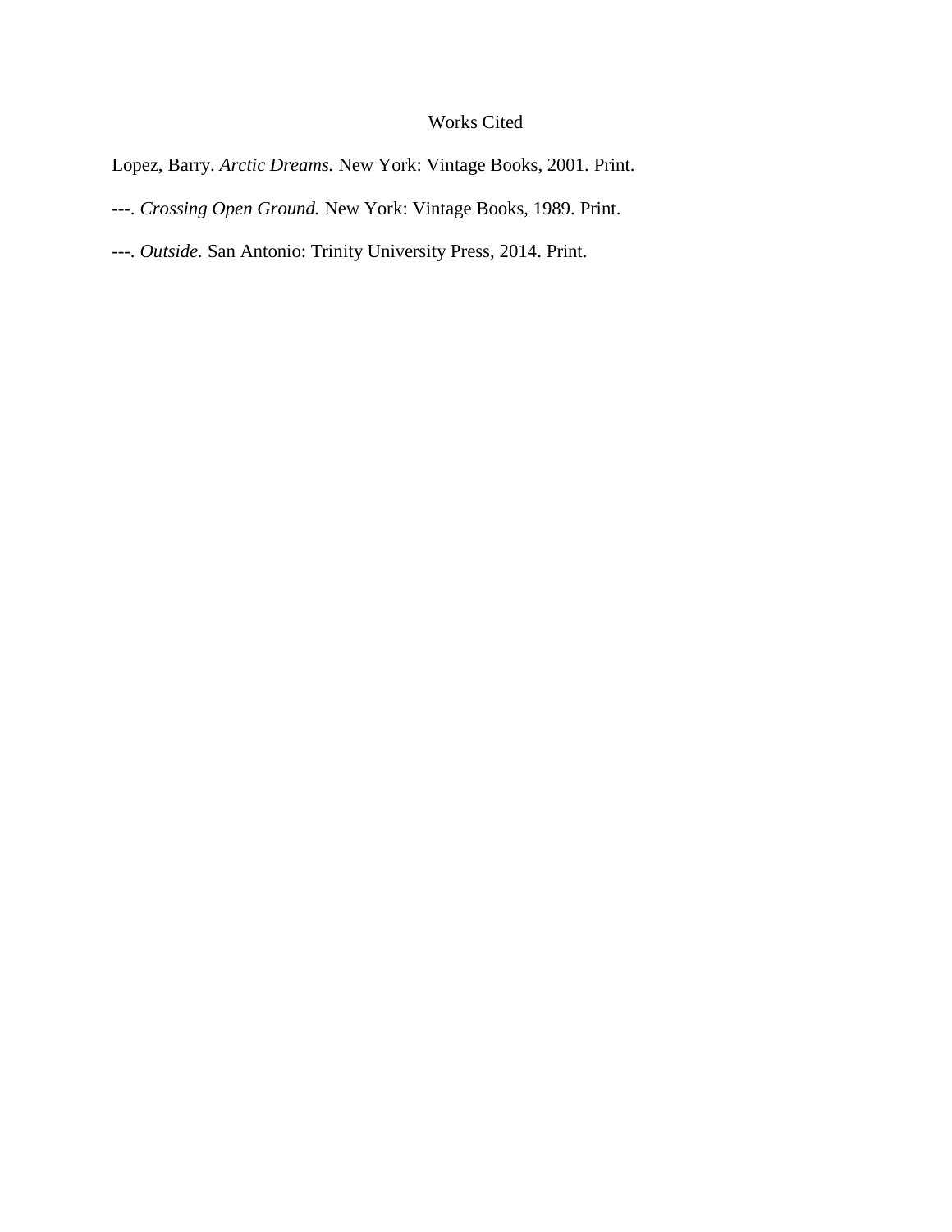# Works Cited

Lopez, Barry. *Arctic Dreams.* New York: Vintage Books, 2001. Print.

---. *Crossing Open Ground.* New York: Vintage Books, 1989. Print.

---. *Outside.* San Antonio: Trinity University Press, 2014. Print.